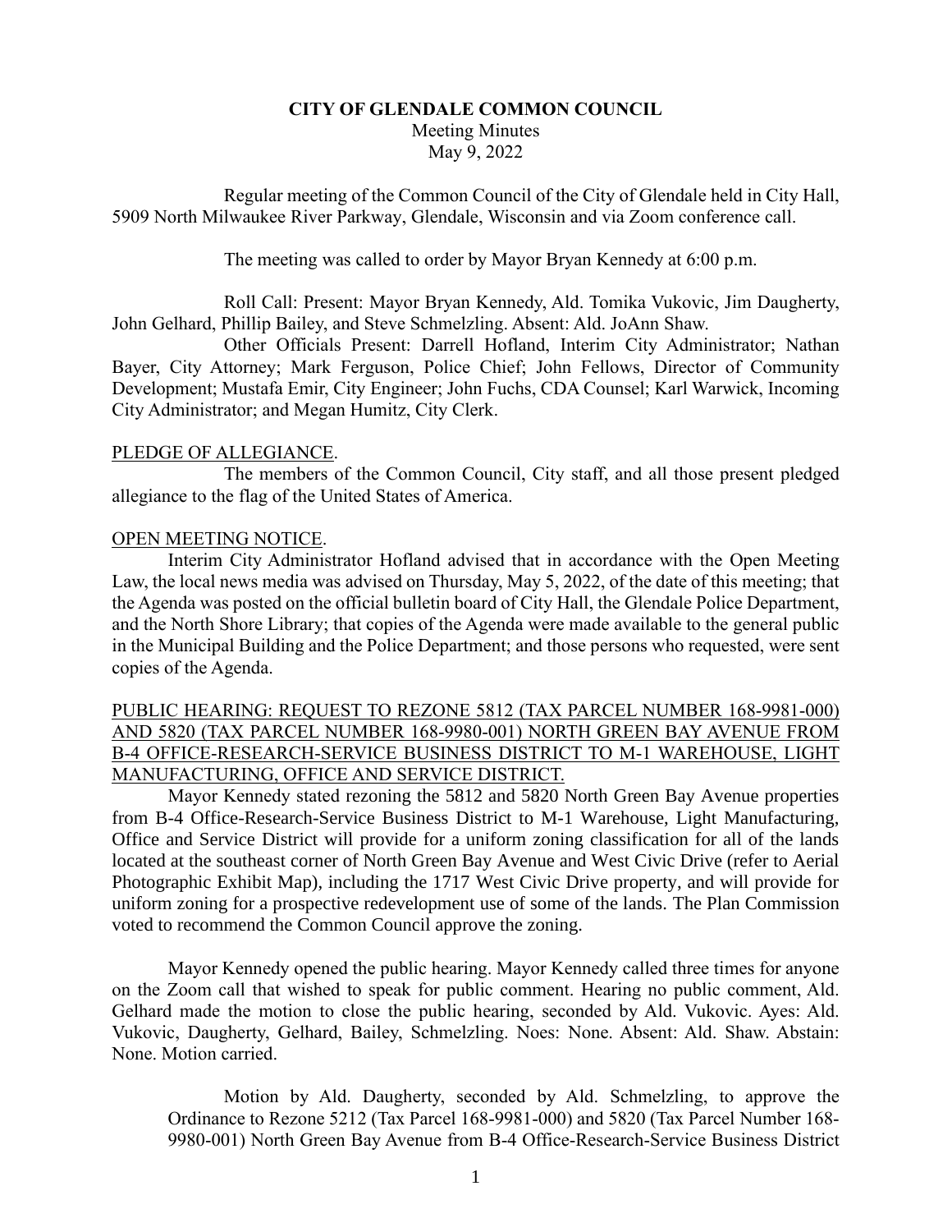**CITY OF GLENDALE COMMON COUNCIL**

Meeting Minutes

May 9, 2022

Regular meeting of the Common Council of the City of Glendale held in City Hall, 5909 North Milwaukee River Parkway, Glendale, Wisconsin and via Zoom conference call.

The meeting was called to order by Mayor Bryan Kennedy at 6:00 p.m.

Roll Call: Present: Mayor Bryan Kennedy, Ald. Tomika Vukovic, Jim Daugherty, John Gelhard, Phillip Bailey, and Steve Schmelzling. Absent: Ald. JoAnn Shaw.

Other Officials Present: Darrell Hofland, Interim City Administrator; Nathan Bayer, City Attorney; Mark Ferguson, Police Chief; John Fellows, Director of Community Development; Mustafa Emir, City Engineer; John Fuchs, CDA Counsel; Karl Warwick, Incoming City Administrator; and Megan Humitz, City Clerk.

PLEDGE OF ALLEGIANCE.

The members of the Common Council, City staff, and all those present pledged allegiance to the flag of the United States of America.

OPEN MEETING NOTICE.

Interim City Administrator Hofland advised that in accordance with the Open Meeting Law, the local news media was advised on Thursday, May 5, 2022, of the date of this meeting; that the Agenda was posted on the official bulletin board of City Hall, the Glendale Police Department, and the North Shore Library; that copies of the Agenda were made available to the general public in the Municipal Building and the Police Department; and those persons who requested, were sent copies of the Agenda.

PUBLIC HEARING: REQUEST TO REZONE 5812 (TAX PARCEL NUMBER 168-9981-000) AND 5820 (TAX PARCEL NUMBER 168-9980-001) NORTH GREEN BAY AVENUE FROM B-4 OFFICE-RESEARCH-SERVICE BUSINESS DISTRICT TO M-1 WAREHOUSE, LIGHT MANUFACTURING, OFFICE AND SERVICE DISTRICT.

Mayor Kennedy stated rezoning the 5812 and 5820 North Green Bay Avenue properties from B-4 Office-Research-Service Business District to M-1 Warehouse, Light Manufacturing, Office and Service District will provide for a uniform zoning classification for all of the lands located at the southeast corner of North Green Bay Avenue and West Civic Drive (refer to Aerial Photographic Exhibit Map), including the 1717 West Civic Drive property, and will provide for uniform zoning for a prospective redevelopment use of some of the lands. The Plan Commission voted to recommend the Common Council approve the zoning.

Mayor Kennedy opened the public hearing. Mayor Kennedy called three times for anyone on the Zoom call that wished to speak for public comment. Hearing no public comment, Ald. Gelhard made the motion to close the public hearing, seconded by Ald. Vukovic. Ayes: Ald. Vukovic, Daugherty, Gelhard, Bailey, Schmelzling. Noes: None. Absent: Ald. Shaw. Abstain: None. Motion carried.

> Motion by Ald. Daugherty, seconded by Ald. Schmelzling, to approve the Ordinance to Rezone 5212 (Tax Parcel 168-9981-000) and 5820 (Tax Parcel Number 168-9980-001) North Green Bay Avenue from B-4 Office-Research-Service Business District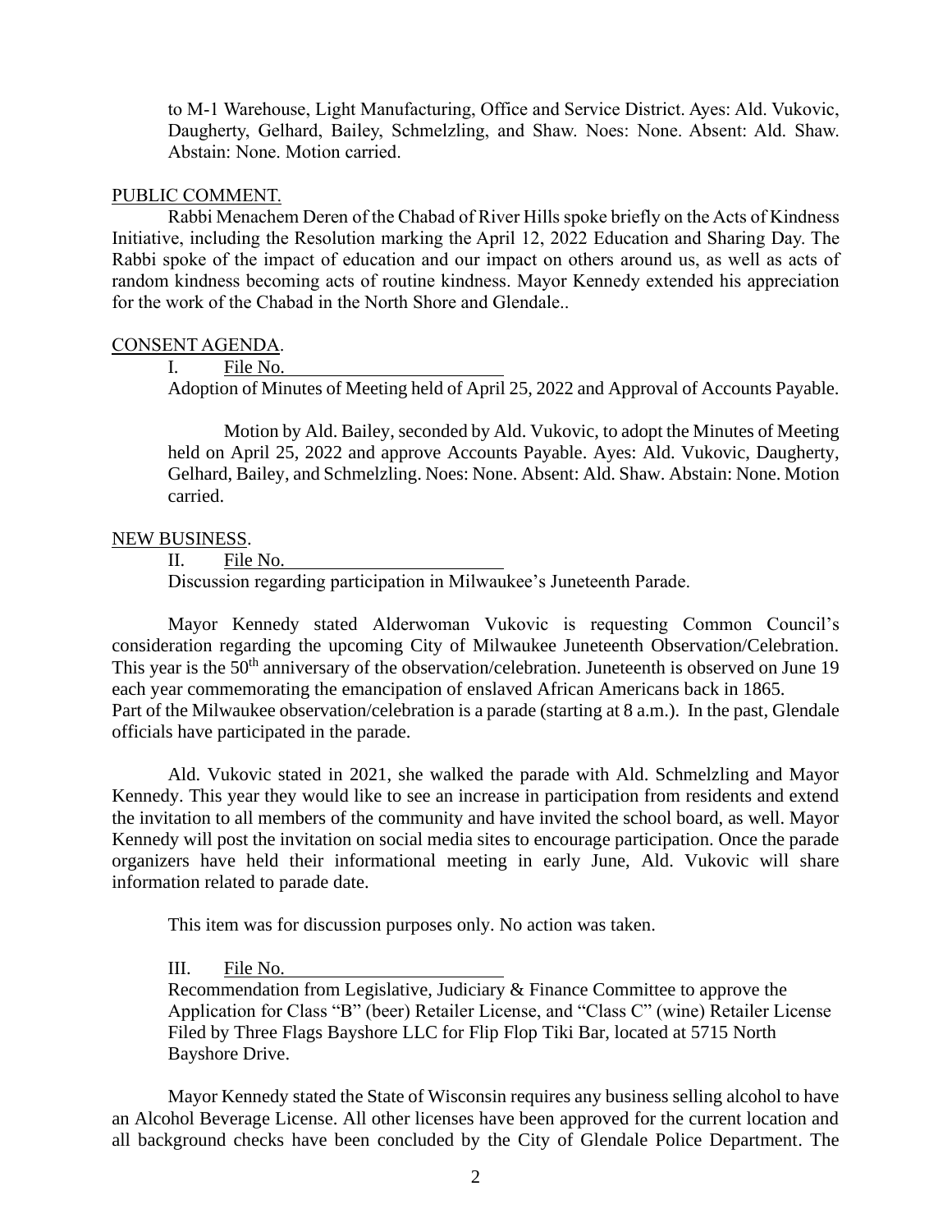to M-1 Warehouse, Light Manufacturing, Office and Service District. Ayes: Ald. Vukovic, Daugherty, Gelhard, Bailey, Schmelzling, and Shaw. Noes: None. Absent: Ald. Shaw. Abstain: None. Motion carried.

PUBLIC COMMENT.

Rabbi Menachem Deren of the Chabad of River Hills spoke briefly on the Acts of Kindness Initiative, including the Resolution marking the April 12, 2022 Education and Sharing Day. The Rabbi spoke of the impact of education and our impact on others around us, as well as acts of random kindness becoming acts of routine kindness. Mayor Kennedy extended his appreciation for the work of the Chabad in the North Shore and Glendale..

CONSENT AGENDA.

I. File No.\_\_\_\_\_\_\_\_\_\_\_\_\_\_\_\_\_\_\_\_\_\_\_\_

Adoption of Minutes of Meeting held of April 25, 2022 and Approval of Accounts Payable.

Motion by Ald. Bailey, seconded by Ald. Vukovic, to adopt the Minutes of Meeting held on April 25, 2022 and approve Accounts Payable. Ayes: Ald. Vukovic, Daugherty, Gelhard, Bailey, and Schmelzling. Noes: None. Absent: Ald. Shaw. Abstain: None. Motion carried.

NEW BUSINESS.

II. File No.\_\_\_\_\_\_\_\_\_\_\_\_\_\_\_\_\_\_\_\_\_\_\_\_

Discussion regarding participation in Milwaukee's Juneteenth Parade.

Mayor Kennedy stated Alderwoman Vukovic is requesting Common Council's consideration regarding the upcoming City of Milwaukee Juneteenth Observation/Celebration. This year is the 50th anniversary of the observation/celebration. Juneteenth is observed on June 19 each year commemorating the emancipation of enslaved African Americans back in 1865. Part of the Milwaukee observation/celebration is a parade (starting at 8 a.m.). In the past, Glendale officials have participated in the parade.

Ald. Vukovic stated in 2021, she walked the parade with Ald. Schmelzling and Mayor Kennedy. This year they would like to see an increase in participation from residents and extend the invitation to all members of the community and have invited the school board, as well. Mayor Kennedy will post the invitation on social media sites to encourage participation. Once the parade organizers have held their informational meeting in early June, Ald. Vukovic will share information related to parade date.

This item was for discussion purposes only. No action was taken.

III. File No.\_\_\_\_\_\_\_\_\_\_\_\_\_\_\_\_\_\_\_\_\_\_\_\_

Recommendation from Legislative, Judiciary & Finance Committee to approve the Application for Class "B" (beer) Retailer License, and "Class C" (wine) Retailer License Filed by Three Flags Bayshore LLC for Flip Flop Tiki Bar, located at 5715 North Bayshore Drive.

Mayor Kennedy stated the State of Wisconsin requires any business selling alcohol to have an Alcohol Beverage License. All other licenses have been approved for the current location and all background checks have been concluded by the City of Glendale Police Department. The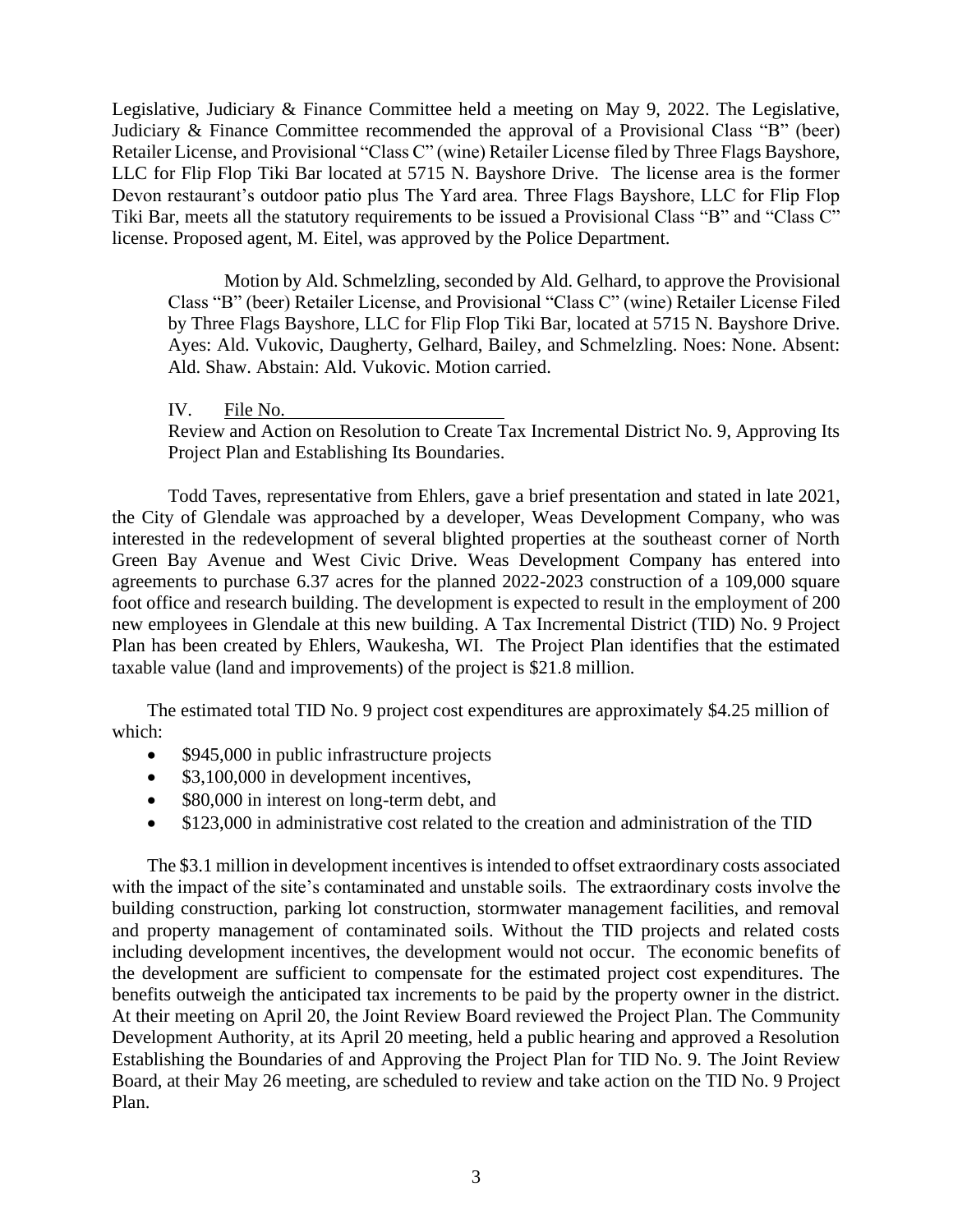Legislative, Judiciary & Finance Committee held a meeting on May 9, 2022. The Legislative, Judiciary & Finance Committee recommended the approval of a Provisional Class "B" (beer) Retailer License, and Provisional "Class C" (wine) Retailer License filed by Three Flags Bayshore, LLC for Flip Flop Tiki Bar located at 5715 N. Bayshore Drive. The license area is the former Devon restaurant's outdoor patio plus The Yard area. Three Flags Bayshore, LLC for Flip Flop Tiki Bar, meets all the statutory requirements to be issued a Provisional Class "B" and "Class C" license. Proposed agent, M. Eitel, was approved by the Police Department.

> Motion by Ald. Schmelzling, seconded by Ald. Gelhard, to approve the Provisional Class "B" (beer) Retailer License, and Provisional "Class C" (wine) Retailer License Filed by Three Flags Bayshore, LLC for Flip Flop Tiki Bar, located at 5715 N. Bayshore Drive. Ayes: Ald. Vukovic, Daugherty, Gelhard, Bailey, and Schmelzling. Noes: None. Absent: Ald. Shaw. Abstain: Ald. Vukovic. Motion carried.

IV. File No. \_\_\_\_\_\_\_\_\_\_\_\_\_\_\_\_\_\_\_\_\_\_\_\_
Review and Action on Resolution to Create Tax Incremental District No. 9, Approving Its Project Plan and Establishing Its Boundaries.

Todd Taves, representative from Ehlers, gave a brief presentation and stated in late 2021, the City of Glendale was approached by a developer, Weas Development Company, who was interested in the redevelopment of several blighted properties at the southeast corner of North Green Bay Avenue and West Civic Drive. Weas Development Company has entered into agreements to purchase 6.37 acres for the planned 2022-2023 construction of a 109,000 square foot office and research building. The development is expected to result in the employment of 200 new employees in Glendale at this new building. A Tax Incremental District (TID) No. 9 Project Plan has been created by Ehlers, Waukesha, WI. The Project Plan identifies that the estimated taxable value (land and improvements) of the project is $21.8 million.

The estimated total TID No. 9 project cost expenditures are approximately $4.25 million of which:

- $945,000 in public infrastructure projects
- $3,100,000 in development incentives,
- $80,000 in interest on long-term debt, and
- $123,000 in administrative cost related to the creation and administration of the TID

The $3.1 million in development incentives is intended to offset extraordinary costs associated with the impact of the site's contaminated and unstable soils. The extraordinary costs involve the building construction, parking lot construction, stormwater management facilities, and removal and property management of contaminated soils. Without the TID projects and related costs including development incentives, the development would not occur. The economic benefits of the development are sufficient to compensate for the estimated project cost expenditures. The benefits outweigh the anticipated tax increments to be paid by the property owner in the district. At their meeting on April 20, the Joint Review Board reviewed the Project Plan. The Community Development Authority, at its April 20 meeting, held a public hearing and approved a Resolution Establishing the Boundaries of and Approving the Project Plan for TID No. 9. The Joint Review Board, at their May 26 meeting, are scheduled to review and take action on the TID No. 9 Project Plan.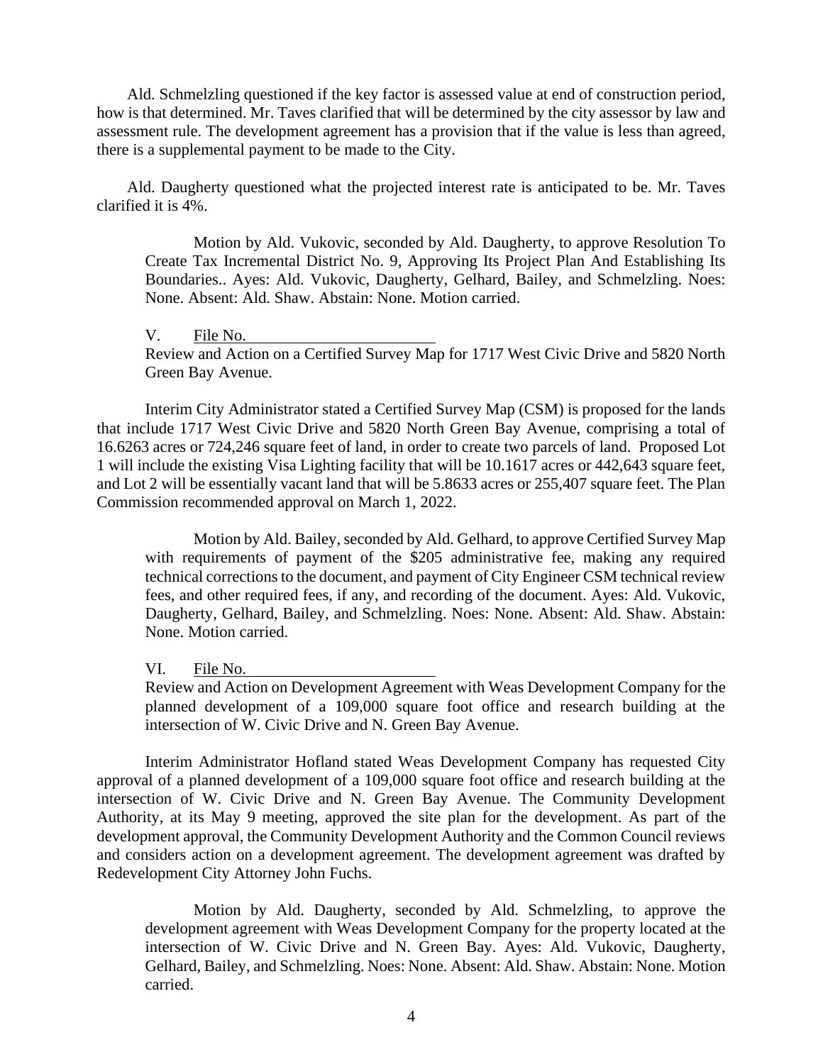Ald. Schmelzling questioned if the key factor is assessed value at end of construction period, how is that determined. Mr. Taves clarified that will be determined by the city assessor by law and assessment rule. The development agreement has a provision that if the value is less than agreed, there is a supplemental payment to be made to the City.

Ald. Daugherty questioned what the projected interest rate is anticipated to be. Mr. Taves clarified it is 4%.

> Motion by Ald. Vukovic, seconded by Ald. Daugherty, to approve Resolution To Create Tax Incremental District No. 9, Approving Its Project Plan And Establishing Its Boundaries.. Ayes: Ald. Vukovic, Daugherty, Gelhard, Bailey, and Schmelzling. Noes: None. Absent: Ald. Shaw. Abstain: None. Motion carried.

V. File No. \_\_\_\_\_\_\_\_\_\_\_\_\_\_\_\_\_\_\_\_\_\_\_\_
Review and Action on a Certified Survey Map for 1717 West Civic Drive and 5820 North Green Bay Avenue.

Interim City Administrator stated a Certified Survey Map (CSM) is proposed for the lands that include 1717 West Civic Drive and 5820 North Green Bay Avenue, comprising a total of 16.6263 acres or 724,246 square feet of land, in order to create two parcels of land. Proposed Lot 1 will include the existing Visa Lighting facility that will be 10.1617 acres or 442,643 square feet, and Lot 2 will be essentially vacant land that will be 5.8633 acres or 255,407 square feet. The Plan Commission recommended approval on March 1, 2022.

> Motion by Ald. Bailey, seconded by Ald. Gelhard, to approve Certified Survey Map with requirements of payment of the $205 administrative fee, making any required technical corrections to the document, and payment of City Engineer CSM technical review fees, and other required fees, if any, and recording of the document. Ayes: Ald. Vukovic, Daugherty, Gelhard, Bailey, and Schmelzling. Noes: None. Absent: Ald. Shaw. Abstain: None. Motion carried.

VI. File No. \_\_\_\_\_\_\_\_\_\_\_\_\_\_\_\_\_\_\_\_\_\_\_\_
Review and Action on Development Agreement with Weas Development Company for the planned development of a 109,000 square foot office and research building at the intersection of W. Civic Drive and N. Green Bay Avenue.

Interim Administrator Hofland stated Weas Development Company has requested City approval of a planned development of a 109,000 square foot office and research building at the intersection of W. Civic Drive and N. Green Bay Avenue. The Community Development Authority, at its May 9 meeting, approved the site plan for the development. As part of the development approval, the Community Development Authority and the Common Council reviews and considers action on a development agreement. The development agreement was drafted by Redevelopment City Attorney John Fuchs.

> Motion by Ald. Daugherty, seconded by Ald. Schmelzling, to approve the development agreement with Weas Development Company for the property located at the intersection of W. Civic Drive and N. Green Bay. Ayes: Ald. Vukovic, Daugherty, Gelhard, Bailey, and Schmelzling. Noes: None. Absent: Ald. Shaw. Abstain: None. Motion carried.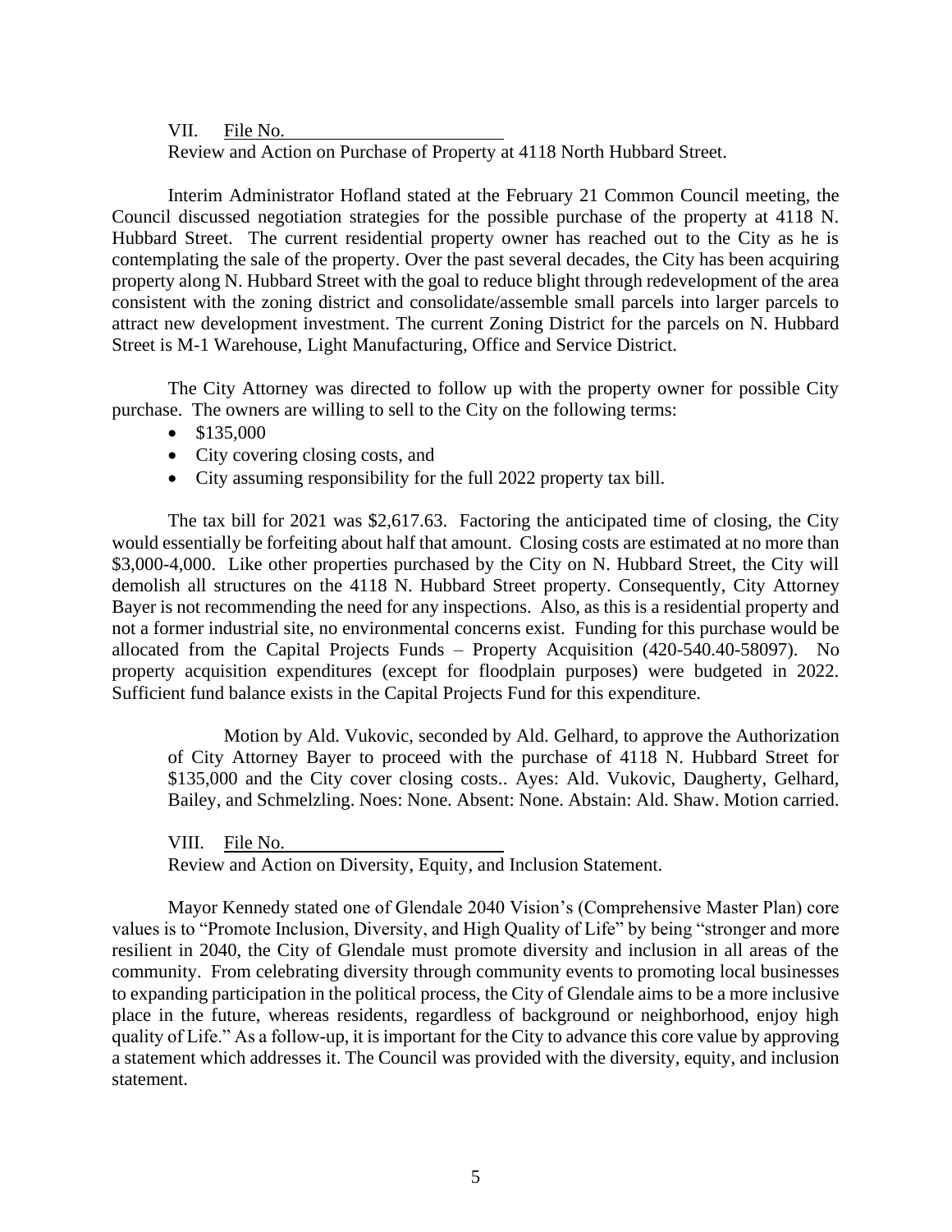VII. File No. 

Review and Action on Purchase of Property at 4118 North Hubbard Street.

Interim Administrator Hofland stated at the February 21 Common Council meeting, the Council discussed negotiation strategies for the possible purchase of the property at 4118 N. Hubbard Street. The current residential property owner has reached out to the City as he is contemplating the sale of the property. Over the past several decades, the City has been acquiring property along N. Hubbard Street with the goal to reduce blight through redevelopment of the area consistent with the zoning district and consolidate/assemble small parcels into larger parcels to attract new development investment. The current Zoning District for the parcels on N. Hubbard Street is M-1 Warehouse, Light Manufacturing, Office and Service District.

The City Attorney was directed to follow up with the property owner for possible City purchase. The owners are willing to sell to the City on the following terms:

- $135,000
- City covering closing costs, and
- City assuming responsibility for the full 2022 property tax bill.

The tax bill for 2021 was $2,617.63. Factoring the anticipated time of closing, the City would essentially be forfeiting about half that amount. Closing costs are estimated at no more than $3,000-4,000. Like other properties purchased by the City on N. Hubbard Street, the City will demolish all structures on the 4118 N. Hubbard Street property. Consequently, City Attorney Bayer is not recommending the need for any inspections. Also, as this is a residential property and not a former industrial site, no environmental concerns exist. Funding for this purchase would be allocated from the Capital Projects Funds – Property Acquisition (420-540.40-58097). No property acquisition expenditures (except for floodplain purposes) were budgeted in 2022. Sufficient fund balance exists in the Capital Projects Fund for this expenditure.

Motion by Ald. Vukovic, seconded by Ald. Gelhard, to approve the Authorization of City Attorney Bayer to proceed with the purchase of 4118 N. Hubbard Street for $135,000 and the City cover closing costs.. Ayes: Ald. Vukovic, Daugherty, Gelhard, Bailey, and Schmelzling. Noes: None. Absent: None. Abstain: Ald. Shaw. Motion carried.

VIII. File No. 

Review and Action on Diversity, Equity, and Inclusion Statement.

Mayor Kennedy stated one of Glendale 2040 Vision's (Comprehensive Master Plan) core values is to "Promote Inclusion, Diversity, and High Quality of Life" by being "stronger and more resilient in 2040, the City of Glendale must promote diversity and inclusion in all areas of the community. From celebrating diversity through community events to promoting local businesses to expanding participation in the political process, the City of Glendale aims to be a more inclusive place in the future, whereas residents, regardless of background or neighborhood, enjoy high quality of Life." As a follow-up, it is important for the City to advance this core value by approving a statement which addresses it. The Council was provided with the diversity, equity, and inclusion statement.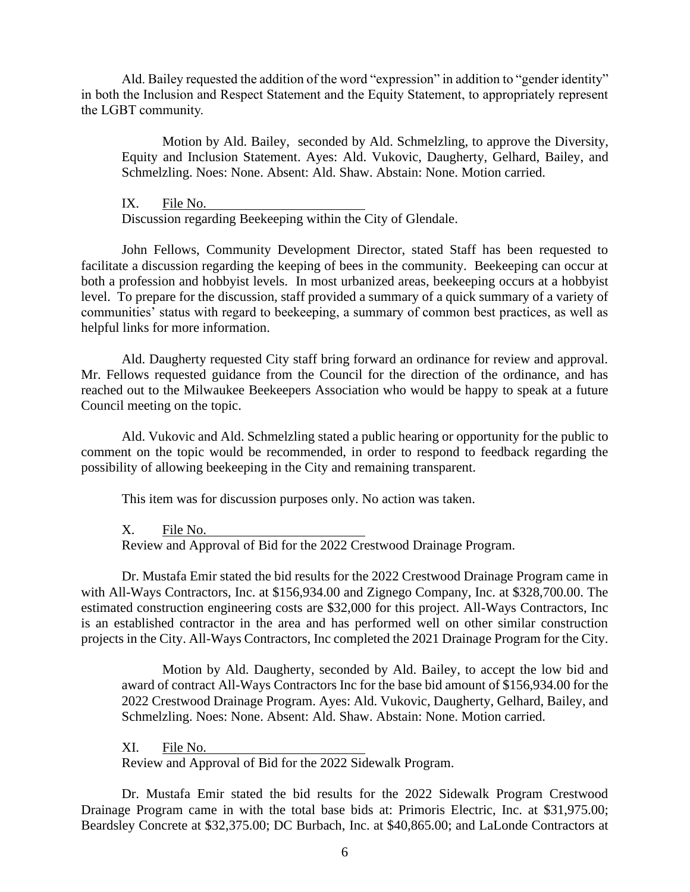Ald. Bailey requested the addition of the word "expression" in addition to "gender identity" in both the Inclusion and Respect Statement and the Equity Statement, to appropriately represent the LGBT community.

> Motion by Ald. Bailey, seconded by Ald. Schmelzling, to approve the Diversity, Equity and Inclusion Statement. Ayes: Ald. Vukovic, Daugherty, Gelhard, Bailey, and Schmelzling. Noes: None. Absent: Ald. Shaw. Abstain: None. Motion carried.

IX. File No.
Discussion regarding Beekeeping within the City of Glendale.

John Fellows, Community Development Director, stated Staff has been requested to facilitate a discussion regarding the keeping of bees in the community. Beekeeping can occur at both a profession and hobbyist levels. In most urbanized areas, beekeeping occurs at a hobbyist level. To prepare for the discussion, staff provided a summary of a quick summary of a variety of communities' status with regard to beekeeping, a summary of common best practices, as well as helpful links for more information.

Ald. Daugherty requested City staff bring forward an ordinance for review and approval. Mr. Fellows requested guidance from the Council for the direction of the ordinance, and has reached out to the Milwaukee Beekeepers Association who would be happy to speak at a future Council meeting on the topic.

Ald. Vukovic and Ald. Schmelzling stated a public hearing or opportunity for the public to comment on the topic would be recommended, in order to respond to feedback regarding the possibility of allowing beekeeping in the City and remaining transparent.

This item was for discussion purposes only. No action was taken.

X. File No.
Review and Approval of Bid for the 2022 Crestwood Drainage Program.

Dr. Mustafa Emir stated the bid results for the 2022 Crestwood Drainage Program came in with All-Ways Contractors, Inc. at $156,934.00 and Zignego Company, Inc. at $328,700.00. The estimated construction engineering costs are $32,000 for this project. All-Ways Contractors, Inc is an established contractor in the area and has performed well on other similar construction projects in the City. All-Ways Contractors, Inc completed the 2021 Drainage Program for the City.

> Motion by Ald. Daugherty, seconded by Ald. Bailey, to accept the low bid and award of contract All-Ways Contractors Inc for the base bid amount of $156,934.00 for the 2022 Crestwood Drainage Program. Ayes: Ald. Vukovic, Daugherty, Gelhard, Bailey, and Schmelzling. Noes: None. Absent: Ald. Shaw. Abstain: None. Motion carried.

XI. File No.
Review and Approval of Bid for the 2022 Sidewalk Program.

Dr. Mustafa Emir stated the bid results for the 2022 Sidewalk Program Crestwood Drainage Program came in with the total base bids at: Primoris Electric, Inc. at $31,975.00; Beardsley Concrete at $32,375.00; DC Burbach, Inc. at $40,865.00; and LaLonde Contractors at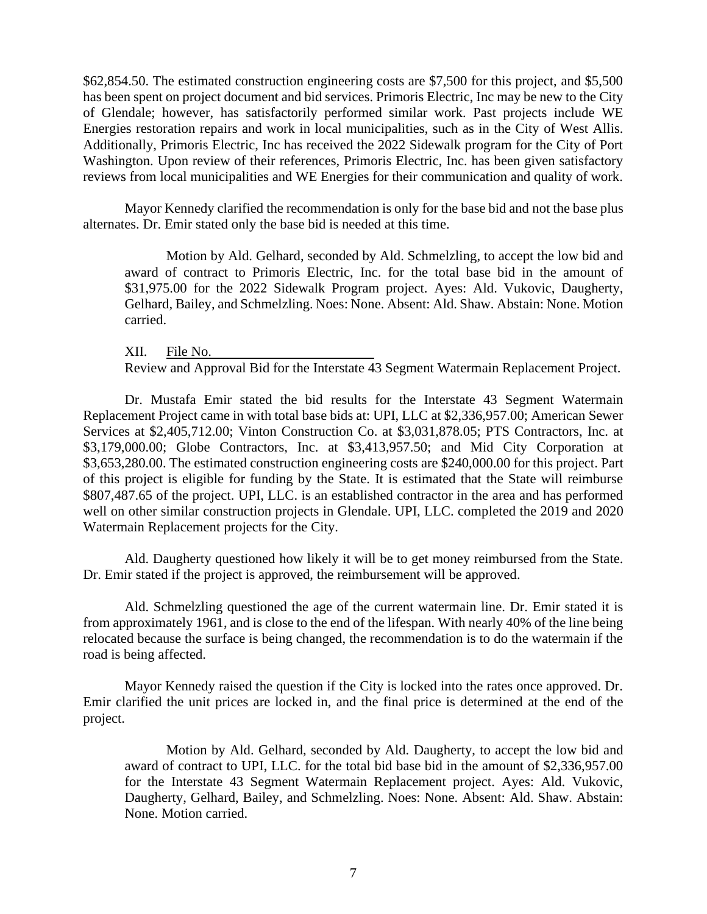$62,854.50. The estimated construction engineering costs are $7,500 for this project, and $5,500 has been spent on project document and bid services. Primoris Electric, Inc may be new to the City of Glendale; however, has satisfactorily performed similar work. Past projects include WE Energies restoration repairs and work in local municipalities, such as in the City of West Allis. Additionally, Primoris Electric, Inc has received the 2022 Sidewalk program for the City of Port Washington. Upon review of their references, Primoris Electric, Inc. has been given satisfactory reviews from local municipalities and WE Energies for their communication and quality of work.

Mayor Kennedy clarified the recommendation is only for the base bid and not the base plus alternates. Dr. Emir stated only the base bid is needed at this time.

> Motion by Ald. Gelhard, seconded by Ald. Schmelzling, to accept the low bid and award of contract to Primoris Electric, Inc. for the total base bid in the amount of $31,975.00 for the 2022 Sidewalk Program project. Ayes: Ald. Vukovic, Daugherty, Gelhard, Bailey, and Schmelzling. Noes: None. Absent: Ald. Shaw. Abstain: None. Motion carried.

XII. File No. ______________________

Review and Approval Bid for the Interstate 43 Segment Watermain Replacement Project.

Dr. Mustafa Emir stated the bid results for the Interstate 43 Segment Watermain Replacement Project came in with total base bids at: UPI, LLC at $2,336,957.00; American Sewer Services at $2,405,712.00; Vinton Construction Co. at $3,031,878.05; PTS Contractors, Inc. at $3,179,000.00; Globe Contractors, Inc. at $3,413,957.50; and Mid City Corporation at $3,653,280.00. The estimated construction engineering costs are $240,000.00 for this project. Part of this project is eligible for funding by the State. It is estimated that the State will reimburse $807,487.65 of the project. UPI, LLC. is an established contractor in the area and has performed well on other similar construction projects in Glendale. UPI, LLC. completed the 2019 and 2020 Watermain Replacement projects for the City.

Ald. Daugherty questioned how likely it will be to get money reimbursed from the State. Dr. Emir stated if the project is approved, the reimbursement will be approved.

Ald. Schmelzling questioned the age of the current watermain line. Dr. Emir stated it is from approximately 1961, and is close to the end of the lifespan. With nearly 40% of the line being relocated because the surface is being changed, the recommendation is to do the watermain if the road is being affected.

Mayor Kennedy raised the question if the City is locked into the rates once approved. Dr. Emir clarified the unit prices are locked in, and the final price is determined at the end of the project.

> Motion by Ald. Gelhard, seconded by Ald. Daugherty, to accept the low bid and award of contract to UPI, LLC. for the total bid base bid in the amount of $2,336,957.00 for the Interstate 43 Segment Watermain Replacement project. Ayes: Ald. Vukovic, Daugherty, Gelhard, Bailey, and Schmelzling. Noes: None. Absent: Ald. Shaw. Abstain: None. Motion carried.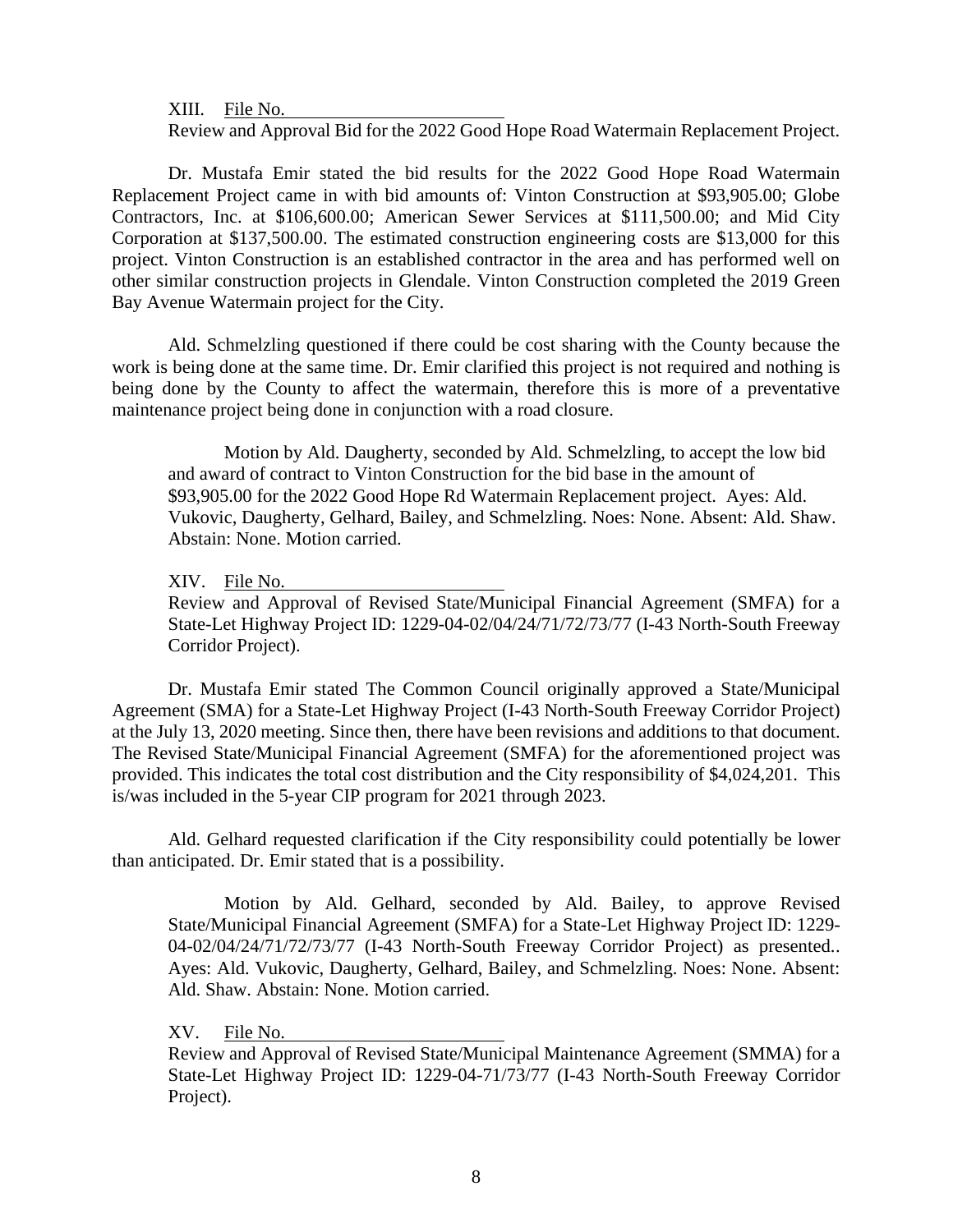XIII. File No.

Review and Approval Bid for the 2022 Good Hope Road Watermain Replacement Project.

Dr. Mustafa Emir stated the bid results for the 2022 Good Hope Road Watermain Replacement Project came in with bid amounts of: Vinton Construction at $93,905.00; Globe Contractors, Inc. at $106,600.00; American Sewer Services at $111,500.00; and Mid City Corporation at $137,500.00. The estimated construction engineering costs are $13,000 for this project. Vinton Construction is an established contractor in the area and has performed well on other similar construction projects in Glendale. Vinton Construction completed the 2019 Green Bay Avenue Watermain project for the City.

Ald. Schmelzling questioned if there could be cost sharing with the County because the work is being done at the same time. Dr. Emir clarified this project is not required and nothing is being done by the County to affect the watermain, therefore this is more of a preventative maintenance project being done in conjunction with a road closure.

> Motion by Ald. Daugherty, seconded by Ald. Schmelzling, to accept the low bid and award of contract to Vinton Construction for the bid base in the amount of $93,905.00 for the 2022 Good Hope Rd Watermain Replacement project. Ayes: Ald. Vukovic, Daugherty, Gelhard, Bailey, and Schmelzling. Noes: None. Absent: Ald. Shaw. Abstain: None. Motion carried.

XIV. File No.

Review and Approval of Revised State/Municipal Financial Agreement (SMFA) for a State-Let Highway Project ID: 1229-04-02/04/24/71/72/73/77 (I-43 North-South Freeway Corridor Project).

Dr. Mustafa Emir stated The Common Council originally approved a State/Municipal Agreement (SMA) for a State-Let Highway Project (I-43 North-South Freeway Corridor Project) at the July 13, 2020 meeting. Since then, there have been revisions and additions to that document. The Revised State/Municipal Financial Agreement (SMFA) for the aforementioned project was provided. This indicates the total cost distribution and the City responsibility of $4,024,201. This is/was included in the 5-year CIP program for 2021 through 2023.

Ald. Gelhard requested clarification if the City responsibility could potentially be lower than anticipated. Dr. Emir stated that is a possibility.

> Motion by Ald. Gelhard, seconded by Ald. Bailey, to approve Revised State/Municipal Financial Agreement (SMFA) for a State-Let Highway Project ID: 1229-04-02/04/24/71/72/73/77 (I-43 North-South Freeway Corridor Project) as presented.. Ayes: Ald. Vukovic, Daugherty, Gelhard, Bailey, and Schmelzling. Noes: None. Absent: Ald. Shaw. Abstain: None. Motion carried.

XV. File No.

Review and Approval of Revised State/Municipal Maintenance Agreement (SMMA) for a State-Let Highway Project ID: 1229-04-71/73/77 (I-43 North-South Freeway Corridor Project).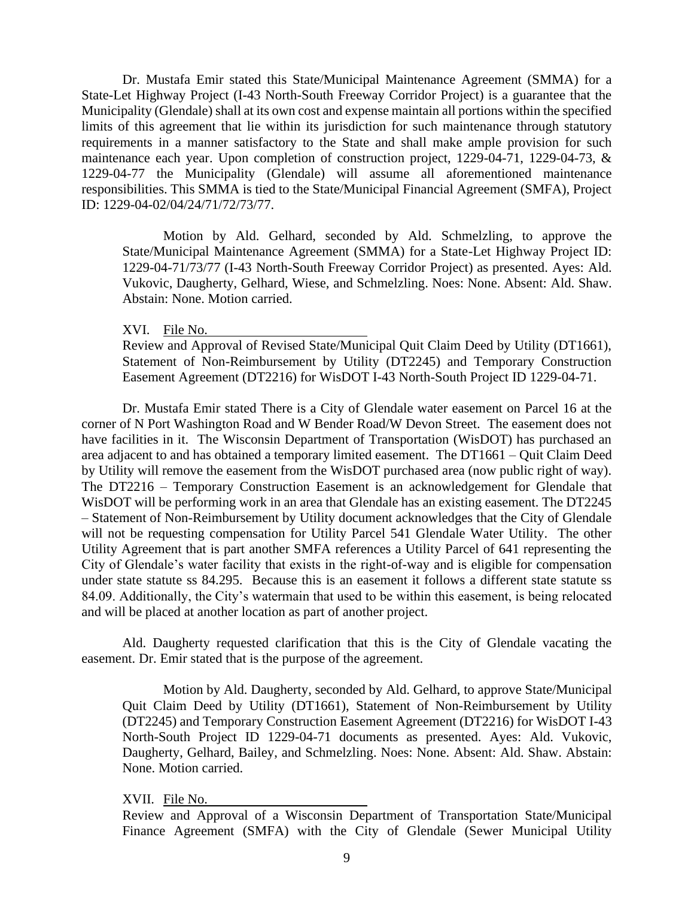Dr. Mustafa Emir stated this State/Municipal Maintenance Agreement (SMMA) for a State-Let Highway Project (I-43 North-South Freeway Corridor Project) is a guarantee that the Municipality (Glendale) shall at its own cost and expense maintain all portions within the specified limits of this agreement that lie within its jurisdiction for such maintenance through statutory requirements in a manner satisfactory to the State and shall make ample provision for such maintenance each year. Upon completion of construction project, 1229-04-71, 1229-04-73, & 1229-04-77 the Municipality (Glendale) will assume all aforementioned maintenance responsibilities. This SMMA is tied to the State/Municipal Financial Agreement (SMFA), Project ID: 1229-04-02/04/24/71/72/73/77.

> Motion by Ald. Gelhard, seconded by Ald. Schmelzling, to approve the State/Municipal Maintenance Agreement (SMMA) for a State-Let Highway Project ID: 1229-04-71/73/77 (I-43 North-South Freeway Corridor Project) as presented. Ayes: Ald. Vukovic, Daugherty, Gelhard, Wiese, and Schmelzling. Noes: None. Absent: Ald. Shaw. Abstain: None. Motion carried.

XVI. File No. \_\_\_\_\_\_\_\_\_\_\_\_\_\_\_\_\_\_\_\_

Review and Approval of Revised State/Municipal Quit Claim Deed by Utility (DT1661), Statement of Non-Reimbursement by Utility (DT2245) and Temporary Construction Easement Agreement (DT2216) for WisDOT I-43 North-South Project ID 1229-04-71.

Dr. Mustafa Emir stated There is a City of Glendale water easement on Parcel 16 at the corner of N Port Washington Road and W Bender Road/W Devon Street. The easement does not have facilities in it. The Wisconsin Department of Transportation (WisDOT) has purchased an area adjacent to and has obtained a temporary limited easement. The DT1661 – Quit Claim Deed by Utility will remove the easement from the WisDOT purchased area (now public right of way). The DT2216 – Temporary Construction Easement is an acknowledgement for Glendale that WisDOT will be performing work in an area that Glendale has an existing easement. The DT2245 – Statement of Non-Reimbursement by Utility document acknowledges that the City of Glendale will not be requesting compensation for Utility Parcel 541 Glendale Water Utility. The other Utility Agreement that is part another SMFA references a Utility Parcel of 641 representing the City of Glendale's water facility that exists in the right-of-way and is eligible for compensation under state statute ss 84.295. Because this is an easement it follows a different state statute ss 84.09. Additionally, the City's watermain that used to be within this easement, is being relocated and will be placed at another location as part of another project.

Ald. Daugherty requested clarification that this is the City of Glendale vacating the easement. Dr. Emir stated that is the purpose of the agreement.

> Motion by Ald. Daugherty, seconded by Ald. Gelhard, to approve State/Municipal Quit Claim Deed by Utility (DT1661), Statement of Non-Reimbursement by Utility (DT2245) and Temporary Construction Easement Agreement (DT2216) for WisDOT I-43 North-South Project ID 1229-04-71 documents as presented. Ayes: Ald. Vukovic, Daugherty, Gelhard, Bailey, and Schmelzling. Noes: None. Absent: Ald. Shaw. Abstain: None. Motion carried.

XVII. File No. \_\_\_\_\_\_\_\_\_\_\_\_\_\_\_\_\_\_\_\_

Review and Approval of a Wisconsin Department of Transportation State/Municipal Finance Agreement (SMFA) with the City of Glendale (Sewer Municipal Utility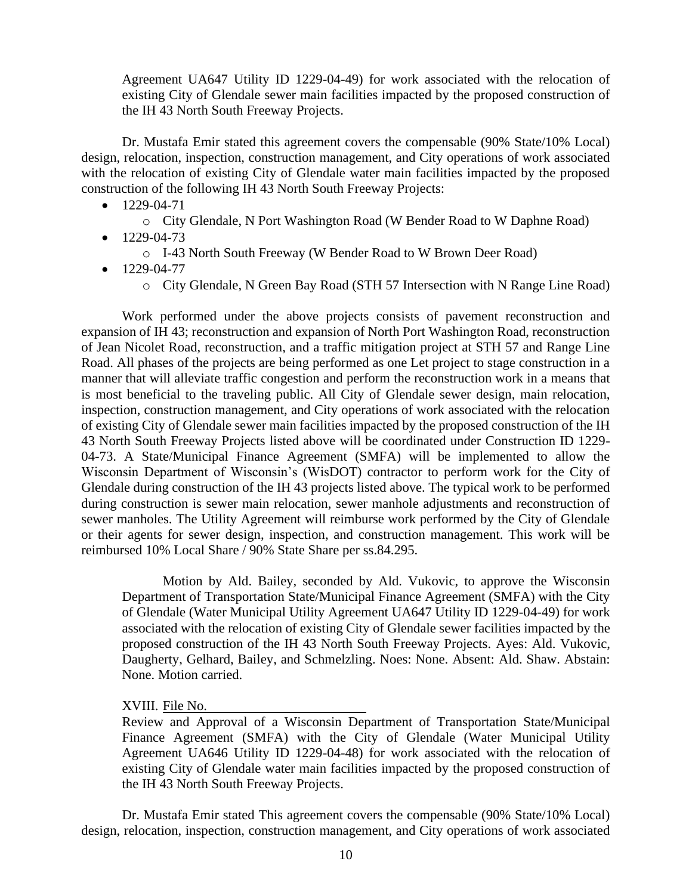Agreement UA647 Utility ID 1229-04-49) for work associated with the relocation of existing City of Glendale sewer main facilities impacted by the proposed construction of the IH 43 North South Freeway Projects.

Dr. Mustafa Emir stated this agreement covers the compensable (90% State/10% Local) design, relocation, inspection, construction management, and City operations of work associated with the relocation of existing City of Glendale water main facilities impacted by the proposed construction of the following IH 43 North South Freeway Projects:

- 1229-04-71
  - City Glendale, N Port Washington Road (W Bender Road to W Daphne Road)
- 1229-04-73
  - I-43 North South Freeway (W Bender Road to W Brown Deer Road)
- 1229-04-77
  - City Glendale, N Green Bay Road (STH 57 Intersection with N Range Line Road)

Work performed under the above projects consists of pavement reconstruction and expansion of IH 43; reconstruction and expansion of North Port Washington Road, reconstruction of Jean Nicolet Road, reconstruction, and a traffic mitigation project at STH 57 and Range Line Road. All phases of the projects are being performed as one Let project to stage construction in a manner that will alleviate traffic congestion and perform the reconstruction work in a means that is most beneficial to the traveling public. All City of Glendale sewer design, main relocation, inspection, construction management, and City operations of work associated with the relocation of existing City of Glendale sewer main facilities impacted by the proposed construction of the IH 43 North South Freeway Projects listed above will be coordinated under Construction ID 1229-04-73. A State/Municipal Finance Agreement (SMFA) will be implemented to allow the Wisconsin Department of Wisconsin's (WisDOT) contractor to perform work for the City of Glendale during construction of the IH 43 projects listed above. The typical work to be performed during construction is sewer main relocation, sewer manhole adjustments and reconstruction of sewer manholes. The Utility Agreement will reimburse work performed by the City of Glendale or their agents for sewer design, inspection, and construction management. This work will be reimbursed 10% Local Share / 90% State Share per ss.84.295.

Motion by Ald. Bailey, seconded by Ald. Vukovic, to approve the Wisconsin Department of Transportation State/Municipal Finance Agreement (SMFA) with the City of Glendale (Water Municipal Utility Agreement UA647 Utility ID 1229-04-49) for work associated with the relocation of existing City of Glendale sewer facilities impacted by the proposed construction of the IH 43 North South Freeway Projects. Ayes: Ald. Vukovic, Daugherty, Gelhard, Bailey, and Schmelzling. Noes: None. Absent: Ald. Shaw. Abstain: None. Motion carried.

XVIII. File No. \_\_\_\_\_\_\_\_\_\_\_\_\_\_\_\_\_\_\_\_

Review and Approval of a Wisconsin Department of Transportation State/Municipal Finance Agreement (SMFA) with the City of Glendale (Water Municipal Utility Agreement UA646 Utility ID 1229-04-48) for work associated with the relocation of existing City of Glendale water main facilities impacted by the proposed construction of the IH 43 North South Freeway Projects.

Dr. Mustafa Emir stated This agreement covers the compensable (90% State/10% Local) design, relocation, inspection, construction management, and City operations of work associated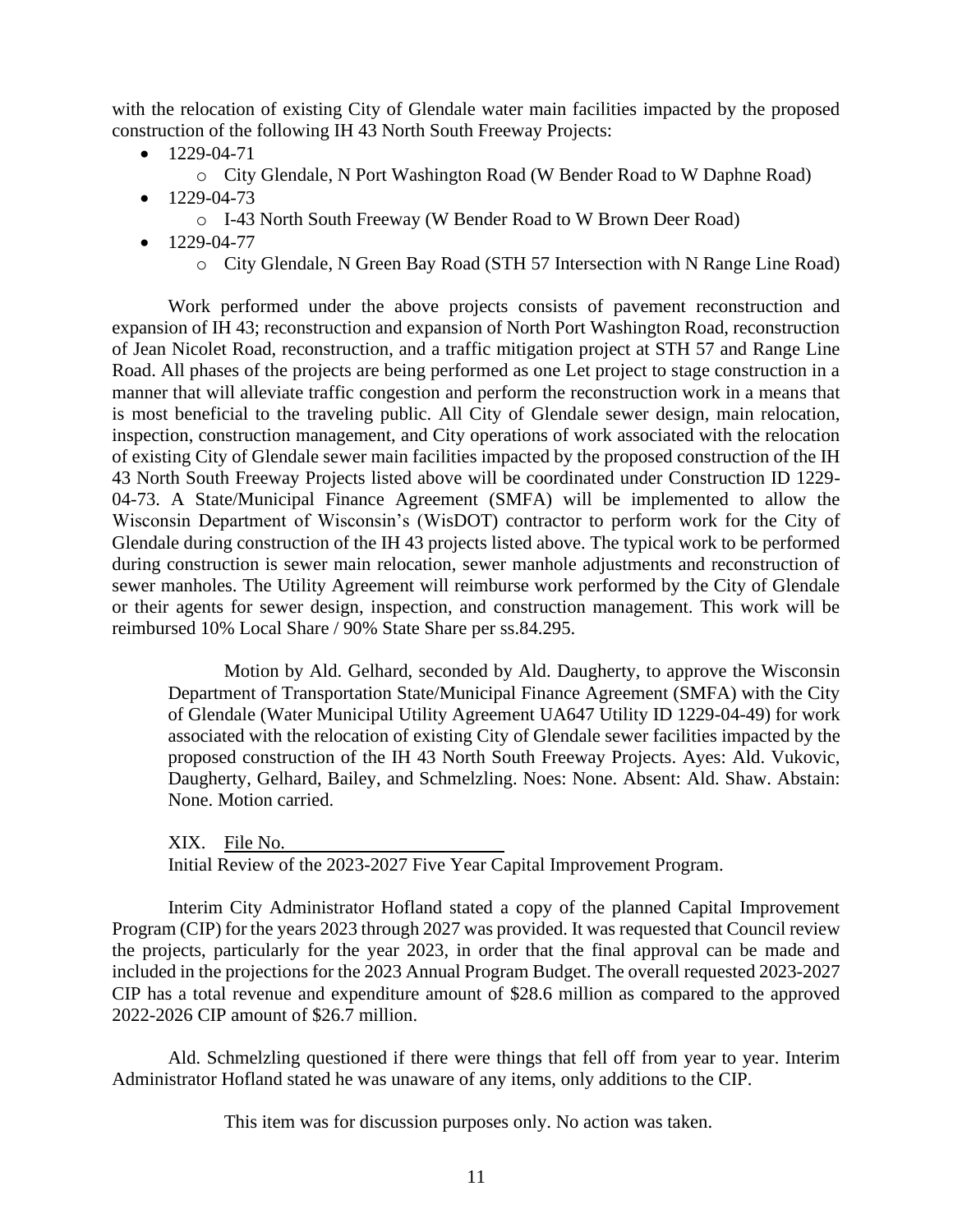with the relocation of existing City of Glendale water main facilities impacted by the proposed construction of the following IH 43 North South Freeway Projects:

- 1229-04-71
  - City Glendale, N Port Washington Road (W Bender Road to W Daphne Road)
- 1229-04-73
  - I-43 North South Freeway (W Bender Road to W Brown Deer Road)
- 1229-04-77
  - City Glendale, N Green Bay Road (STH 57 Intersection with N Range Line Road)

Work performed under the above projects consists of pavement reconstruction and expansion of IH 43; reconstruction and expansion of North Port Washington Road, reconstruction of Jean Nicolet Road, reconstruction, and a traffic mitigation project at STH 57 and Range Line Road. All phases of the projects are being performed as one Let project to stage construction in a manner that will alleviate traffic congestion and perform the reconstruction work in a means that is most beneficial to the traveling public. All City of Glendale sewer design, main relocation, inspection, construction management, and City operations of work associated with the relocation of existing City of Glendale sewer main facilities impacted by the proposed construction of the IH 43 North South Freeway Projects listed above will be coordinated under Construction ID 1229-04-73. A State/Municipal Finance Agreement (SMFA) will be implemented to allow the Wisconsin Department of Wisconsin's (WisDOT) contractor to perform work for the City of Glendale during construction of the IH 43 projects listed above. The typical work to be performed during construction is sewer main relocation, sewer manhole adjustments and reconstruction of sewer manholes. The Utility Agreement will reimburse work performed by the City of Glendale or their agents for sewer design, inspection, and construction management. This work will be reimbursed 10% Local Share / 90% State Share per ss.84.295.

> Motion by Ald. Gelhard, seconded by Ald. Daugherty, to approve the Wisconsin Department of Transportation State/Municipal Finance Agreement (SMFA) with the City of Glendale (Water Municipal Utility Agreement UA647 Utility ID 1229-04-49) for work associated with the relocation of existing City of Glendale sewer facilities impacted by the proposed construction of the IH 43 North South Freeway Projects. Ayes: Ald. Vukovic, Daugherty, Gelhard, Bailey, and Schmelzling. Noes: None. Absent: Ald. Shaw. Abstain: None. Motion carried.

XIX. File No. \_\_\_\_\_\_\_\_\_\_\_\_\_\_\_\_\_\_\_\_
Initial Review of the 2023-2027 Five Year Capital Improvement Program.

Interim City Administrator Hofland stated a copy of the planned Capital Improvement Program (CIP) for the years 2023 through 2027 was provided. It was requested that Council review the projects, particularly for the year 2023, in order that the final approval can be made and included in the projections for the 2023 Annual Program Budget. The overall requested 2023-2027 CIP has a total revenue and expenditure amount of $28.6 million as compared to the approved 2022-2026 CIP amount of $26.7 million.

Ald. Schmelzling questioned if there were things that fell off from year to year. Interim Administrator Hofland stated he was unaware of any items, only additions to the CIP.

This item was for discussion purposes only. No action was taken.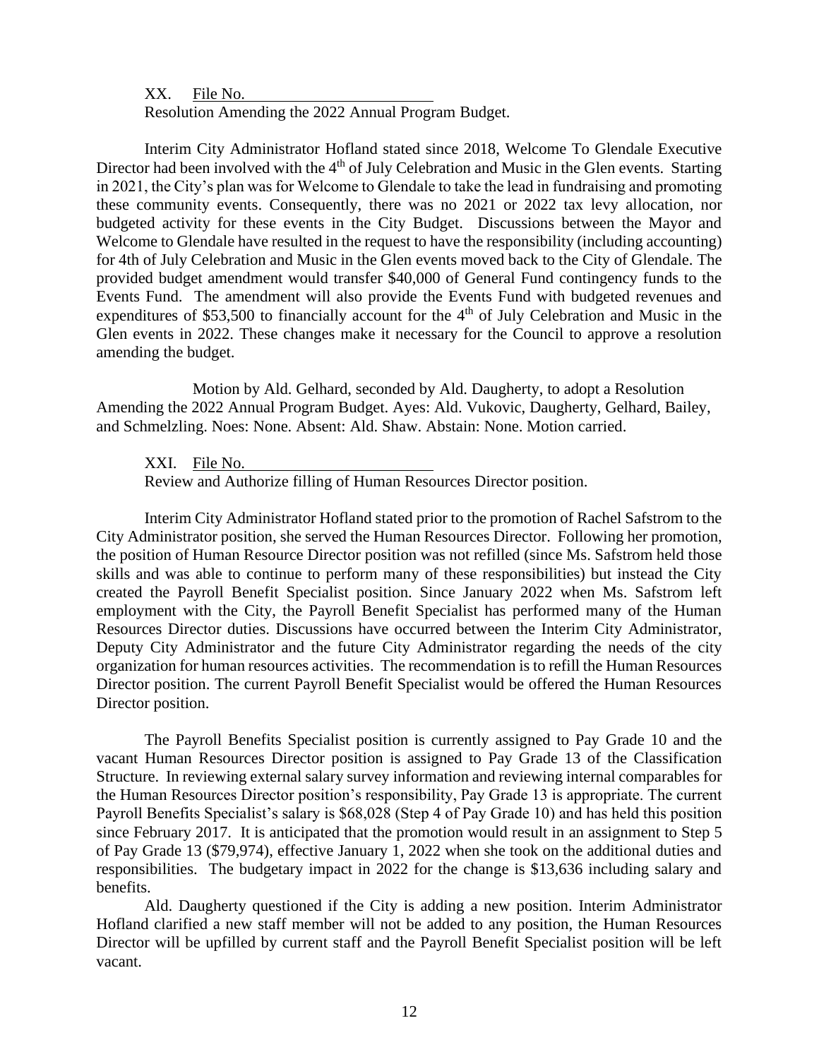XX. File No. \_\_\_\_\_\_\_\_\_\_\_\_\_\_\_\_\_\_\_\_\_\_\_\_

Resolution Amending the 2022 Annual Program Budget.

Interim City Administrator Hofland stated since 2018, Welcome To Glendale Executive Director had been involved with the 4th of July Celebration and Music in the Glen events. Starting in 2021, the City's plan was for Welcome to Glendale to take the lead in fundraising and promoting these community events. Consequently, there was no 2021 or 2022 tax levy allocation, nor budgeted activity for these events in the City Budget. Discussions between the Mayor and Welcome to Glendale have resulted in the request to have the responsibility (including accounting) for 4th of July Celebration and Music in the Glen events moved back to the City of Glendale. The provided budget amendment would transfer $40,000 of General Fund contingency funds to the Events Fund. The amendment will also provide the Events Fund with budgeted revenues and expenditures of $53,500 to financially account for the 4th of July Celebration and Music in the Glen events in 2022. These changes make it necessary for the Council to approve a resolution amending the budget.

Motion by Ald. Gelhard, seconded by Ald. Daugherty, to adopt a Resolution Amending the 2022 Annual Program Budget. Ayes: Ald. Vukovic, Daugherty, Gelhard, Bailey, and Schmelzling. Noes: None. Absent: Ald. Shaw. Abstain: None. Motion carried.

XXI. File No. \_\_\_\_\_\_\_\_\_\_\_\_\_\_\_\_\_\_\_\_\_\_\_\_

Review and Authorize filling of Human Resources Director position.

Interim City Administrator Hofland stated prior to the promotion of Rachel Safstrom to the City Administrator position, she served the Human Resources Director. Following her promotion, the position of Human Resource Director position was not refilled (since Ms. Safstrom held those skills and was able to continue to perform many of these responsibilities) but instead the City created the Payroll Benefit Specialist position. Since January 2022 when Ms. Safstrom left employment with the City, the Payroll Benefit Specialist has performed many of the Human Resources Director duties. Discussions have occurred between the Interim City Administrator, Deputy City Administrator and the future City Administrator regarding the needs of the city organization for human resources activities. The recommendation is to refill the Human Resources Director position. The current Payroll Benefit Specialist would be offered the Human Resources Director position.

The Payroll Benefits Specialist position is currently assigned to Pay Grade 10 and the vacant Human Resources Director position is assigned to Pay Grade 13 of the Classification Structure. In reviewing external salary survey information and reviewing internal comparables for the Human Resources Director position's responsibility, Pay Grade 13 is appropriate. The current Payroll Benefits Specialist's salary is $68,028 (Step 4 of Pay Grade 10) and has held this position since February 2017. It is anticipated that the promotion would result in an assignment to Step 5 of Pay Grade 13 ($79,974), effective January 1, 2022 when she took on the additional duties and responsibilities. The budgetary impact in 2022 for the change is $13,636 including salary and benefits.

Ald. Daugherty questioned if the City is adding a new position. Interim Administrator Hofland clarified a new staff member will not be added to any position, the Human Resources Director will be upfilled by current staff and the Payroll Benefit Specialist position will be left vacant.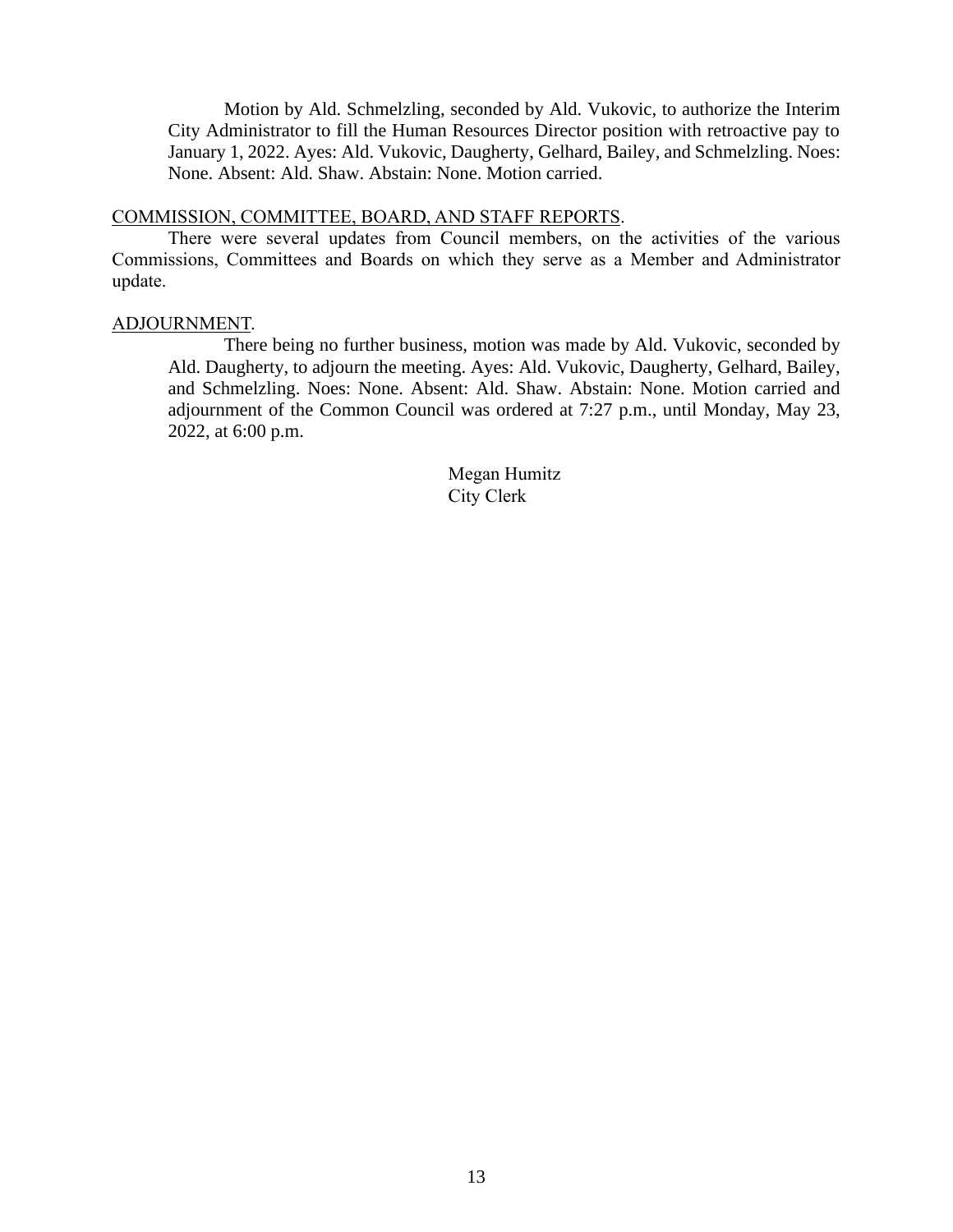Motion by Ald. Schmelzling, seconded by Ald. Vukovic, to authorize the Interim City Administrator to fill the Human Resources Director position with retroactive pay to January 1, 2022. Ayes: Ald. Vukovic, Daugherty, Gelhard, Bailey, and Schmelzling. Noes: None. Absent: Ald. Shaw. Abstain: None. Motion carried.

COMMISSION, COMMITTEE, BOARD, AND STAFF REPORTS.

There were several updates from Council members, on the activities of the various Commissions, Committees and Boards on which they serve as a Member and Administrator update.

ADJOURNMENT.

There being no further business, motion was made by Ald. Vukovic, seconded by Ald. Daugherty, to adjourn the meeting. Ayes: Ald. Vukovic, Daugherty, Gelhard, Bailey, and Schmelzling. Noes: None. Absent: Ald. Shaw. Abstain: None. Motion carried and adjournment of the Common Council was ordered at 7:27 p.m., until Monday, May 23, 2022, at 6:00 p.m.

Megan Humitz
City Clerk